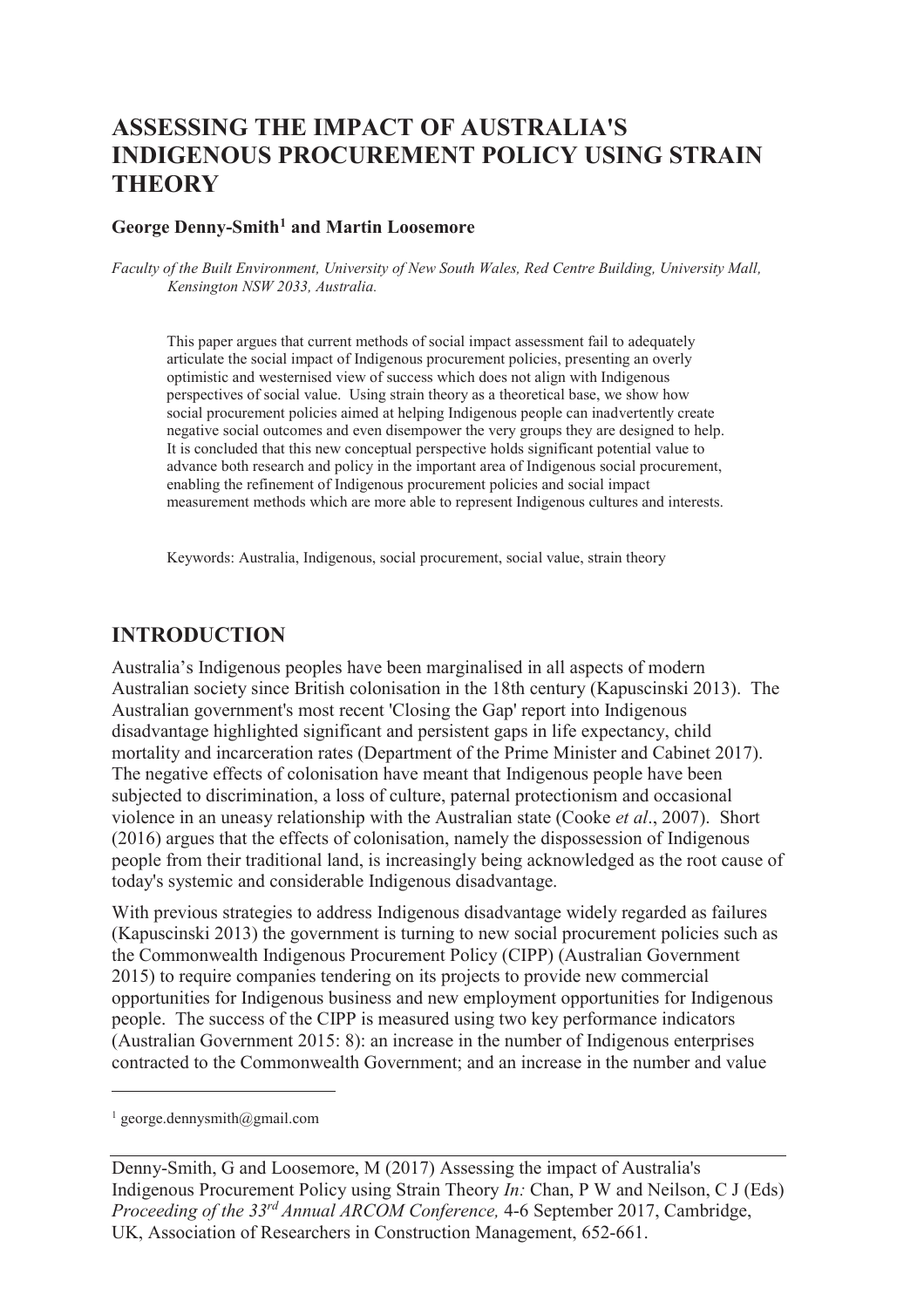# ASSESSING THE IMPACT OF AUSTRALIA'S INDIGENOUS PROCUREMENT POLICY USING STRAIN THEORY

**George Denny-Smith[1] and Martin Loosemore**

*Faculty of the Built Environment, University of New South Wales, Red Centre Building, University Mall, Kensington NSW 2033, Australia.*

This paper argues that current methods of social impact assessment fail to adequately articulate the social impact of Indigenous procurement policies, presenting an overly optimistic and westernised view of success which does not align with Indigenous perspectives of social value. Using strain theory as a theoretical base, we show how social procurement policies aimed at helping Indigenous people can inadvertently create negative social outcomes and even disempower the very groups they are designed to help. It is concluded that this new conceptual perspective holds significant potential value to advance both research and policy in the important area of Indigenous social procurement, enabling the refinement of Indigenous procurement policies and social impact measurement methods which are more able to represent Indigenous cultures and interests.

Keywords: Australia, Indigenous, social procurement, social value, strain theory

## INTRODUCTION

Australia's Indigenous peoples have been marginalised in all aspects of modern Australian society since British colonisation in the 18th century (Kapuscinski 2013). The Australian government's most recent 'Closing the Gap' report into Indigenous disadvantage highlighted significant and persistent gaps in life expectancy, child mortality and incarceration rates (Department of the Prime Minister and Cabinet 2017). The negative effects of colonisation have meant that Indigenous people have been subjected to discrimination, a loss of culture, paternal protectionism and occasional violence in an uneasy relationship with the Australian state (Cooke *et al*., 2007). Short (2016) argues that the effects of colonisation, namely the dispossession of Indigenous people from their traditional land, is increasingly being acknowledged as the root cause of today's systemic and considerable Indigenous disadvantage.

With previous strategies to address Indigenous disadvantage widely regarded as failures (Kapuscinski 2013) the government is turning to new social procurement policies such as the Commonwealth Indigenous Procurement Policy (CIPP) (Australian Government 2015) to require companies tendering on its projects to provide new commercial opportunities for Indigenous business and new employment opportunities for Indigenous people. The success of the CIPP is measured using two key performance indicators (Australian Government 2015: 8): an increase in the number of Indigenous enterprises contracted to the Commonwealth Government; and an increase in the number and value

[1] george.dennysmith@gmail.com

Denny-Smith, G and Loosemore, M (2017) Assessing the impact of Australia's Indigenous Procurement Policy using Strain Theory *In:* Chan, P W and Neilson, C J (Eds) *Proceeding of the 33rd Annual ARCOM Conference,* 4-6 September 2017, Cambridge, UK, Association of Researchers in Construction Management, 652-661.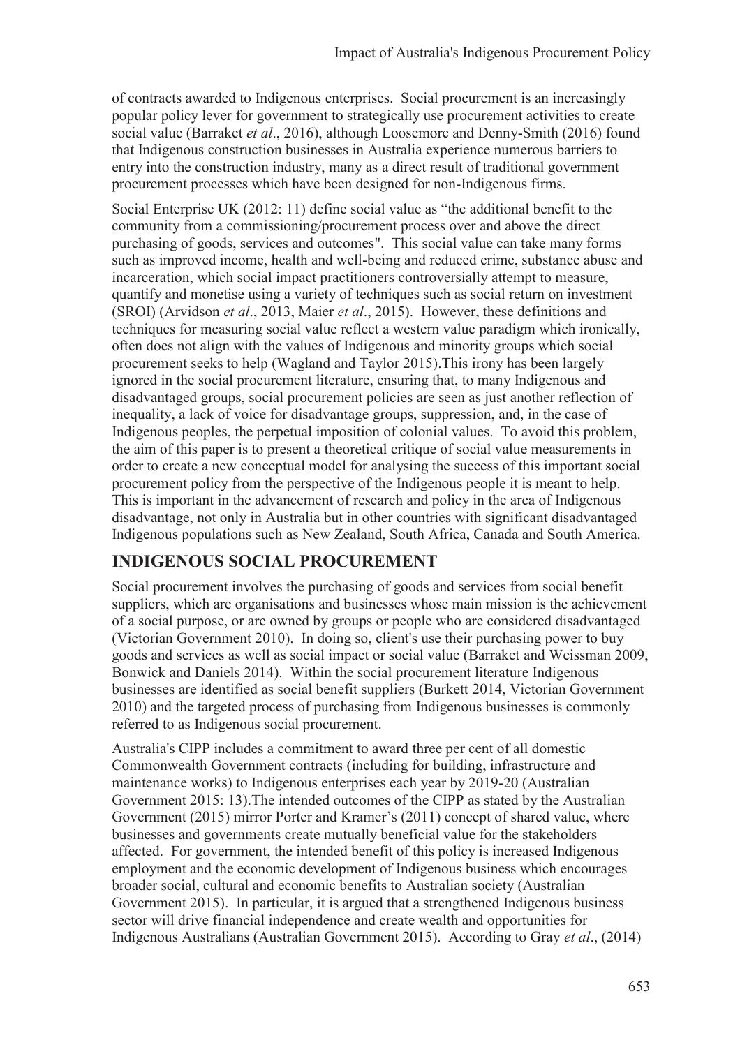of contracts awarded to Indigenous enterprises. Social procurement is an increasingly popular policy lever for government to strategically use procurement activities to create social value (Barraket *et al*., 2016), although Loosemore and Denny-Smith (2016) found that Indigenous construction businesses in Australia experience numerous barriers to entry into the construction industry, many as a direct result of traditional government procurement processes which have been designed for non-Indigenous firms.

Social Enterprise UK (2012: 11) define social value as "the additional benefit to the community from a commissioning/procurement process over and above the direct purchasing of goods, services and outcomes". This social value can take many forms such as improved income, health and well-being and reduced crime, substance abuse and incarceration, which social impact practitioners controversially attempt to measure, quantify and monetise using a variety of techniques such as social return on investment (SROI) (Arvidson *et al*., 2013, Maier *et al*., 2015). However, these definitions and techniques for measuring social value reflect a western value paradigm which ironically, often does not align with the values of Indigenous and minority groups which social procurement seeks to help (Wagland and Taylor 2015).This irony has been largely ignored in the social procurement literature, ensuring that, to many Indigenous and disadvantaged groups, social procurement policies are seen as just another reflection of inequality, a lack of voice for disadvantage groups, suppression, and, in the case of Indigenous peoples, the perpetual imposition of colonial values. To avoid this problem, the aim of this paper is to present a theoretical critique of social value measurements in order to create a new conceptual model for analysing the success of this important social procurement policy from the perspective of the Indigenous people it is meant to help. This is important in the advancement of research and policy in the area of Indigenous disadvantage, not only in Australia but in other countries with significant disadvantaged Indigenous populations such as New Zealand, South Africa, Canada and South America.

## INDIGENOUS SOCIAL PROCUREMENT

Social procurement involves the purchasing of goods and services from social benefit suppliers, which are organisations and businesses whose main mission is the achievement of a social purpose, or are owned by groups or people who are considered disadvantaged (Victorian Government 2010). In doing so, client's use their purchasing power to buy goods and services as well as social impact or social value (Barraket and Weissman 2009, Bonwick and Daniels 2014). Within the social procurement literature Indigenous businesses are identified as social benefit suppliers (Burkett 2014, Victorian Government 2010) and the targeted process of purchasing from Indigenous businesses is commonly referred to as Indigenous social procurement.

Australia's CIPP includes a commitment to award three per cent of all domestic Commonwealth Government contracts (including for building, infrastructure and maintenance works) to Indigenous enterprises each year by 2019-20 (Australian Government 2015: 13).The intended outcomes of the CIPP as stated by the Australian Government (2015) mirror Porter and Kramer's (2011) concept of shared value, where businesses and governments create mutually beneficial value for the stakeholders affected. For government, the intended benefit of this policy is increased Indigenous employment and the economic development of Indigenous business which encourages broader social, cultural and economic benefits to Australian society (Australian Government 2015). In particular, it is argued that a strengthened Indigenous business sector will drive financial independence and create wealth and opportunities for Indigenous Australians (Australian Government 2015). According to Gray *et al*., (2014)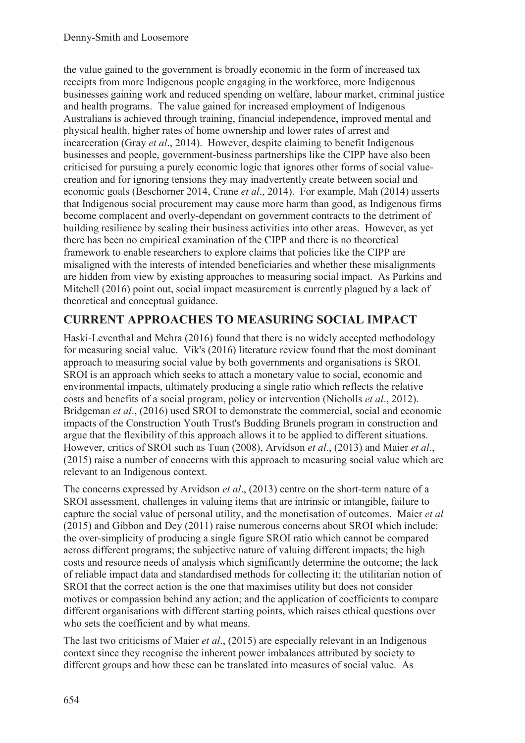the value gained to the government is broadly economic in the form of increased tax receipts from more Indigenous people engaging in the workforce, more Indigenous businesses gaining work and reduced spending on welfare, labour market, criminal justice and health programs. The value gained for increased employment of Indigenous Australians is achieved through training, financial independence, improved mental and physical health, higher rates of home ownership and lower rates of arrest and incarceration (Gray *et al*., 2014). However, despite claiming to benefit Indigenous businesses and people, government-business partnerships like the CIPP have also been criticised for pursuing a purely economic logic that ignores other forms of social value-creation and for ignoring tensions they may inadvertently create between social and economic goals (Beschorner 2014, Crane *et al*., 2014). For example, Mah (2014) asserts that Indigenous social procurement may cause more harm than good, as Indigenous firms become complacent and overly-dependant on government contracts to the detriment of building resilience by scaling their business activities into other areas. However, as yet there has been no empirical examination of the CIPP and there is no theoretical framework to enable researchers to explore claims that policies like the CIPP are misaligned with the interests of intended beneficiaries and whether these misalignments are hidden from view by existing approaches to measuring social impact. As Parkins and Mitchell (2016) point out, social impact measurement is currently plagued by a lack of theoretical and conceptual guidance.

## CURRENT APPROACHES TO MEASURING SOCIAL IMPACT

Haski-Leventhal and Mehra (2016) found that there is no widely accepted methodology for measuring social value. Vik's (2016) literature review found that the most dominant approach to measuring social value by both governments and organisations is SROI. SROI is an approach which seeks to attach a monetary value to social, economic and environmental impacts, ultimately producing a single ratio which reflects the relative costs and benefits of a social program, policy or intervention (Nicholls *et al*., 2012). Bridgeman *et al*., (2016) used SROI to demonstrate the commercial, social and economic impacts of the Construction Youth Trust's Budding Brunels program in construction and argue that the flexibility of this approach allows it to be applied to different situations. However, critics of SROI such as Tuan (2008), Arvidson *et al*., (2013) and Maier *et al*., (2015) raise a number of concerns with this approach to measuring social value which are relevant to an Indigenous context.

The concerns expressed by Arvidson *et al*., (2013) centre on the short-term nature of a SROI assessment, challenges in valuing items that are intrinsic or intangible, failure to capture the social value of personal utility, and the monetisation of outcomes. Maier *et al* (2015) and Gibbon and Dey (2011) raise numerous concerns about SROI which include: the over-simplicity of producing a single figure SROI ratio which cannot be compared across different programs; the subjective nature of valuing different impacts; the high costs and resource needs of analysis which significantly determine the outcome; the lack of reliable impact data and standardised methods for collecting it; the utilitarian notion of SROI that the correct action is the one that maximises utility but does not consider motives or compassion behind any action; and the application of coefficients to compare different organisations with different starting points, which raises ethical questions over who sets the coefficient and by what means.

The last two criticisms of Maier *et al*., (2015) are especially relevant in an Indigenous context since they recognise the inherent power imbalances attributed by society to different groups and how these can be translated into measures of social value. As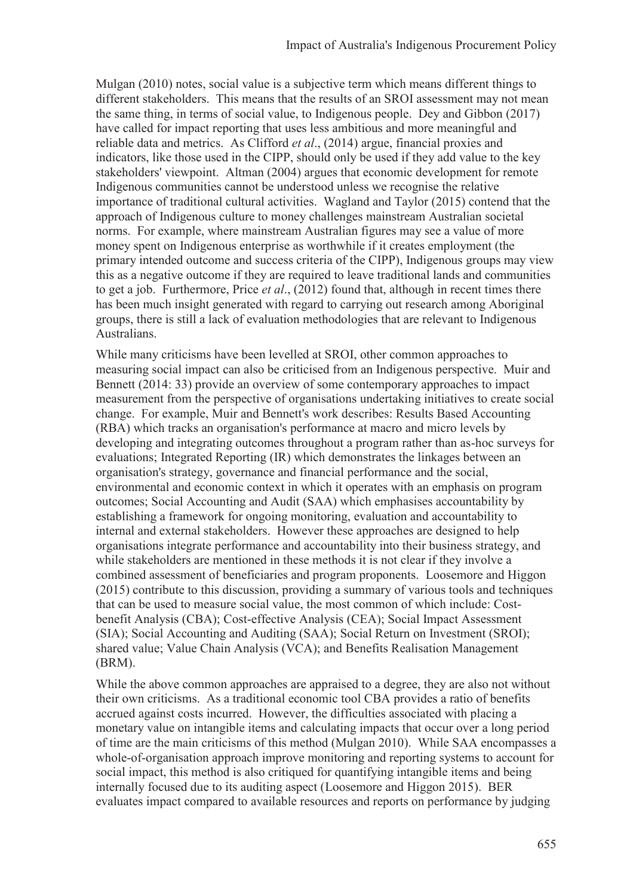Mulgan (2010) notes, social value is a subjective term which means different things to different stakeholders. This means that the results of an SROI assessment may not mean the same thing, in terms of social value, to Indigenous people. Dey and Gibbon (2017) have called for impact reporting that uses less ambitious and more meaningful and reliable data and metrics. As Clifford *et al*., (2014) argue, financial proxies and indicators, like those used in the CIPP, should only be used if they add value to the key stakeholders' viewpoint. Altman (2004) argues that economic development for remote Indigenous communities cannot be understood unless we recognise the relative importance of traditional cultural activities. Wagland and Taylor (2015) contend that the approach of Indigenous culture to money challenges mainstream Australian societal norms. For example, where mainstream Australian figures may see a value of more money spent on Indigenous enterprise as worthwhile if it creates employment (the primary intended outcome and success criteria of the CIPP), Indigenous groups may view this as a negative outcome if they are required to leave traditional lands and communities to get a job. Furthermore, Price *et al*., (2012) found that, although in recent times there has been much insight generated with regard to carrying out research among Aboriginal groups, there is still a lack of evaluation methodologies that are relevant to Indigenous Australians.

While many criticisms have been levelled at SROI, other common approaches to measuring social impact can also be criticised from an Indigenous perspective. Muir and Bennett (2014: 33) provide an overview of some contemporary approaches to impact measurement from the perspective of organisations undertaking initiatives to create social change. For example, Muir and Bennett's work describes: Results Based Accounting (RBA) which tracks an organisation's performance at macro and micro levels by developing and integrating outcomes throughout a program rather than as-hoc surveys for evaluations; Integrated Reporting (IR) which demonstrates the linkages between an organisation's strategy, governance and financial performance and the social, environmental and economic context in which it operates with an emphasis on program outcomes; Social Accounting and Audit (SAA) which emphasises accountability by establishing a framework for ongoing monitoring, evaluation and accountability to internal and external stakeholders. However these approaches are designed to help organisations integrate performance and accountability into their business strategy, and while stakeholders are mentioned in these methods it is not clear if they involve a combined assessment of beneficiaries and program proponents. Loosemore and Higgon (2015) contribute to this discussion, providing a summary of various tools and techniques that can be used to measure social value, the most common of which include: Cost-benefit Analysis (CBA); Cost-effective Analysis (CEA); Social Impact Assessment (SIA); Social Accounting and Auditing (SAA); Social Return on Investment (SROI); shared value; Value Chain Analysis (VCA); and Benefits Realisation Management (BRM).

While the above common approaches are appraised to a degree, they are also not without their own criticisms. As a traditional economic tool CBA provides a ratio of benefits accrued against costs incurred. However, the difficulties associated with placing a monetary value on intangible items and calculating impacts that occur over a long period of time are the main criticisms of this method (Mulgan 2010). While SAA encompasses a whole-of-organisation approach improve monitoring and reporting systems to account for social impact, this method is also critiqued for quantifying intangible items and being internally focused due to its auditing aspect (Loosemore and Higgon 2015). BER evaluates impact compared to available resources and reports on performance by judging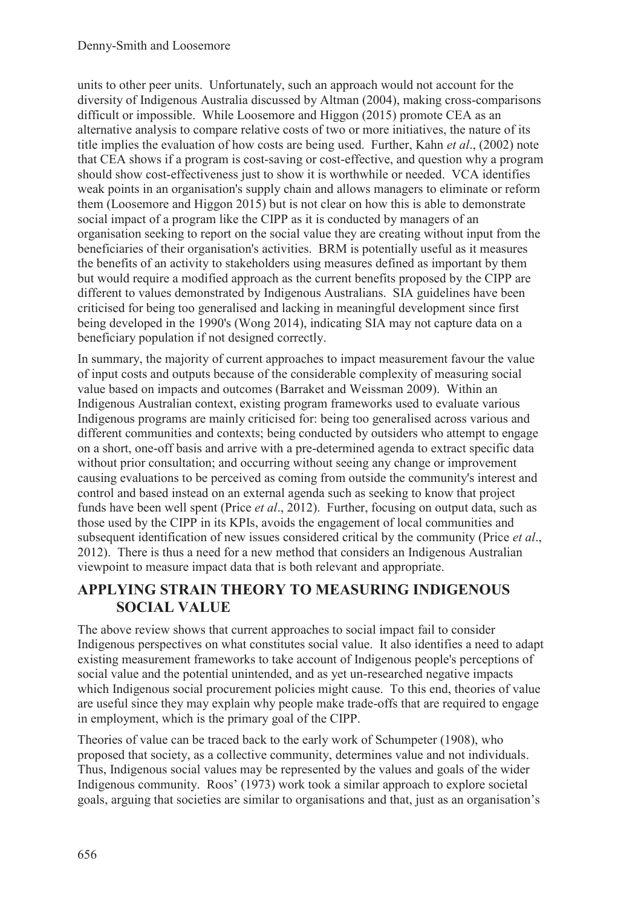units to other peer units. Unfortunately, such an approach would not account for the diversity of Indigenous Australia discussed by Altman (2004), making cross-comparisons difficult or impossible. While Loosemore and Higgon (2015) promote CEA as an alternative analysis to compare relative costs of two or more initiatives, the nature of its title implies the evaluation of how costs are being used. Further, Kahn *et al*., (2002) note that CEA shows if a program is cost-saving or cost-effective, and question why a program should show cost-effectiveness just to show it is worthwhile or needed. VCA identifies weak points in an organisation's supply chain and allows managers to eliminate or reform them (Loosemore and Higgon 2015) but is not clear on how this is able to demonstrate social impact of a program like the CIPP as it is conducted by managers of an organisation seeking to report on the social value they are creating without input from the beneficiaries of their organisation's activities. BRM is potentially useful as it measures the benefits of an activity to stakeholders using measures defined as important by them but would require a modified approach as the current benefits proposed by the CIPP are different to values demonstrated by Indigenous Australians. SIA guidelines have been criticised for being too generalised and lacking in meaningful development since first being developed in the 1990's (Wong 2014), indicating SIA may not capture data on a beneficiary population if not designed correctly.

In summary, the majority of current approaches to impact measurement favour the value of input costs and outputs because of the considerable complexity of measuring social value based on impacts and outcomes (Barraket and Weissman 2009). Within an Indigenous Australian context, existing program frameworks used to evaluate various Indigenous programs are mainly criticised for: being too generalised across various and different communities and contexts; being conducted by outsiders who attempt to engage on a short, one-off basis and arrive with a pre-determined agenda to extract specific data without prior consultation; and occurring without seeing any change or improvement causing evaluations to be perceived as coming from outside the community's interest and control and based instead on an external agenda such as seeking to know that project funds have been well spent (Price *et al*., 2012). Further, focusing on output data, such as those used by the CIPP in its KPIs, avoids the engagement of local communities and subsequent identification of new issues considered critical by the community (Price *et al*., 2012). There is thus a need for a new method that considers an Indigenous Australian viewpoint to measure impact data that is both relevant and appropriate.

## APPLYING STRAIN THEORY TO MEASURING INDIGENOUS SOCIAL VALUE

The above review shows that current approaches to social impact fail to consider Indigenous perspectives on what constitutes social value. It also identifies a need to adapt existing measurement frameworks to take account of Indigenous people's perceptions of social value and the potential unintended, and as yet un-researched negative impacts which Indigenous social procurement policies might cause. To this end, theories of value are useful since they may explain why people make trade-offs that are required to engage in employment, which is the primary goal of the CIPP.

Theories of value can be traced back to the early work of Schumpeter (1908), who proposed that society, as a collective community, determines value and not individuals. Thus, Indigenous social values may be represented by the values and goals of the wider Indigenous community. Roos' (1973) work took a similar approach to explore societal goals, arguing that societies are similar to organisations and that, just as an organisation's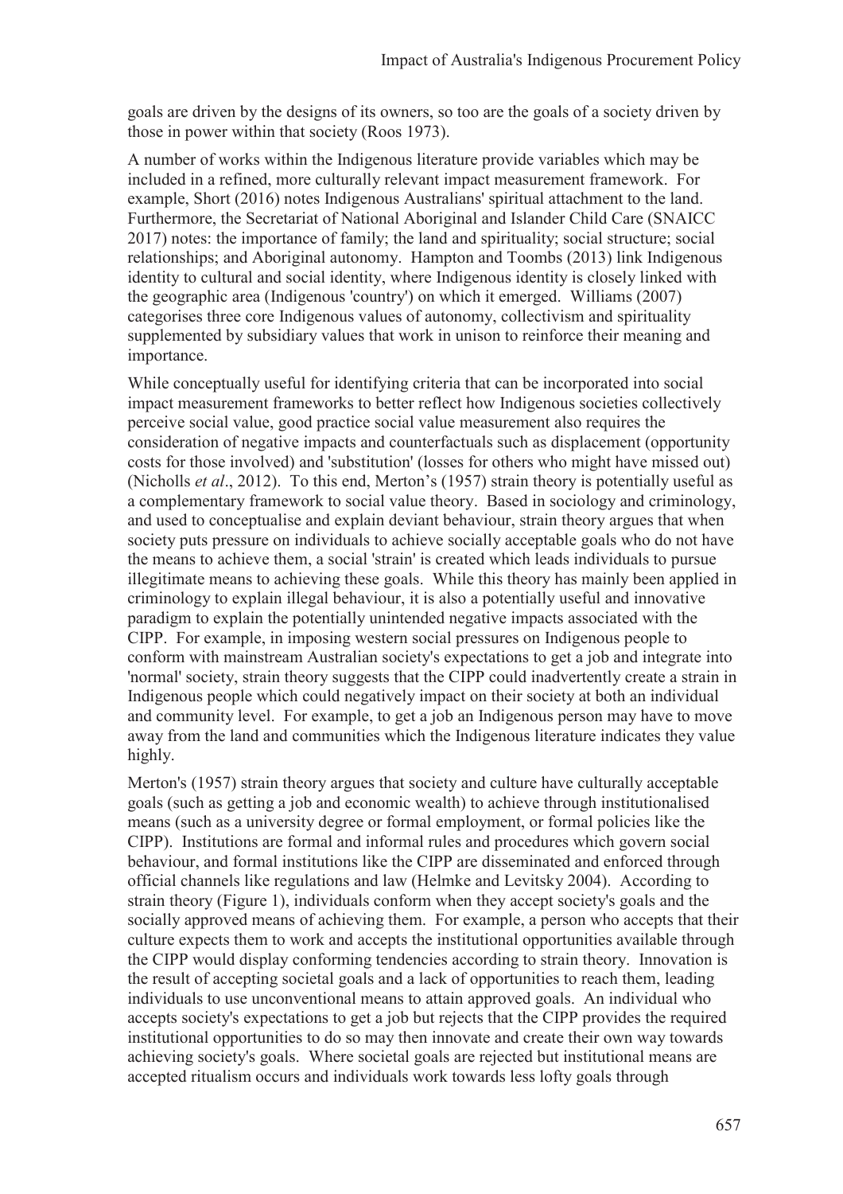goals are driven by the designs of its owners, so too are the goals of a society driven by those in power within that society (Roos 1973).

A number of works within the Indigenous literature provide variables which may be included in a refined, more culturally relevant impact measurement framework. For example, Short (2016) notes Indigenous Australians' spiritual attachment to the land. Furthermore, the Secretariat of National Aboriginal and Islander Child Care (SNAICC 2017) notes: the importance of family; the land and spirituality; social structure; social relationships; and Aboriginal autonomy. Hampton and Toombs (2013) link Indigenous identity to cultural and social identity, where Indigenous identity is closely linked with the geographic area (Indigenous 'country') on which it emerged. Williams (2007) categorises three core Indigenous values of autonomy, collectivism and spirituality supplemented by subsidiary values that work in unison to reinforce their meaning and importance.

While conceptually useful for identifying criteria that can be incorporated into social impact measurement frameworks to better reflect how Indigenous societies collectively perceive social value, good practice social value measurement also requires the consideration of negative impacts and counterfactuals such as displacement (opportunity costs for those involved) and 'substitution' (losses for others who might have missed out) (Nicholls *et al*., 2012). To this end, Merton's (1957) strain theory is potentially useful as a complementary framework to social value theory. Based in sociology and criminology, and used to conceptualise and explain deviant behaviour, strain theory argues that when society puts pressure on individuals to achieve socially acceptable goals who do not have the means to achieve them, a social 'strain' is created which leads individuals to pursue illegitimate means to achieving these goals. While this theory has mainly been applied in criminology to explain illegal behaviour, it is also a potentially useful and innovative paradigm to explain the potentially unintended negative impacts associated with the CIPP. For example, in imposing western social pressures on Indigenous people to conform with mainstream Australian society's expectations to get a job and integrate into 'normal' society, strain theory suggests that the CIPP could inadvertently create a strain in Indigenous people which could negatively impact on their society at both an individual and community level. For example, to get a job an Indigenous person may have to move away from the land and communities which the Indigenous literature indicates they value highly.

Merton's (1957) strain theory argues that society and culture have culturally acceptable goals (such as getting a job and economic wealth) to achieve through institutionalised means (such as a university degree or formal employment, or formal policies like the CIPP). Institutions are formal and informal rules and procedures which govern social behaviour, and formal institutions like the CIPP are disseminated and enforced through official channels like regulations and law (Helmke and Levitsky 2004). According to strain theory (Figure 1), individuals conform when they accept society's goals and the socially approved means of achieving them. For example, a person who accepts that their culture expects them to work and accepts the institutional opportunities available through the CIPP would display conforming tendencies according to strain theory. Innovation is the result of accepting societal goals and a lack of opportunities to reach them, leading individuals to use unconventional means to attain approved goals. An individual who accepts society's expectations to get a job but rejects that the CIPP provides the required institutional opportunities to do so may then innovate and create their own way towards achieving society's goals. Where societal goals are rejected but institutional means are accepted ritualism occurs and individuals work towards less lofty goals through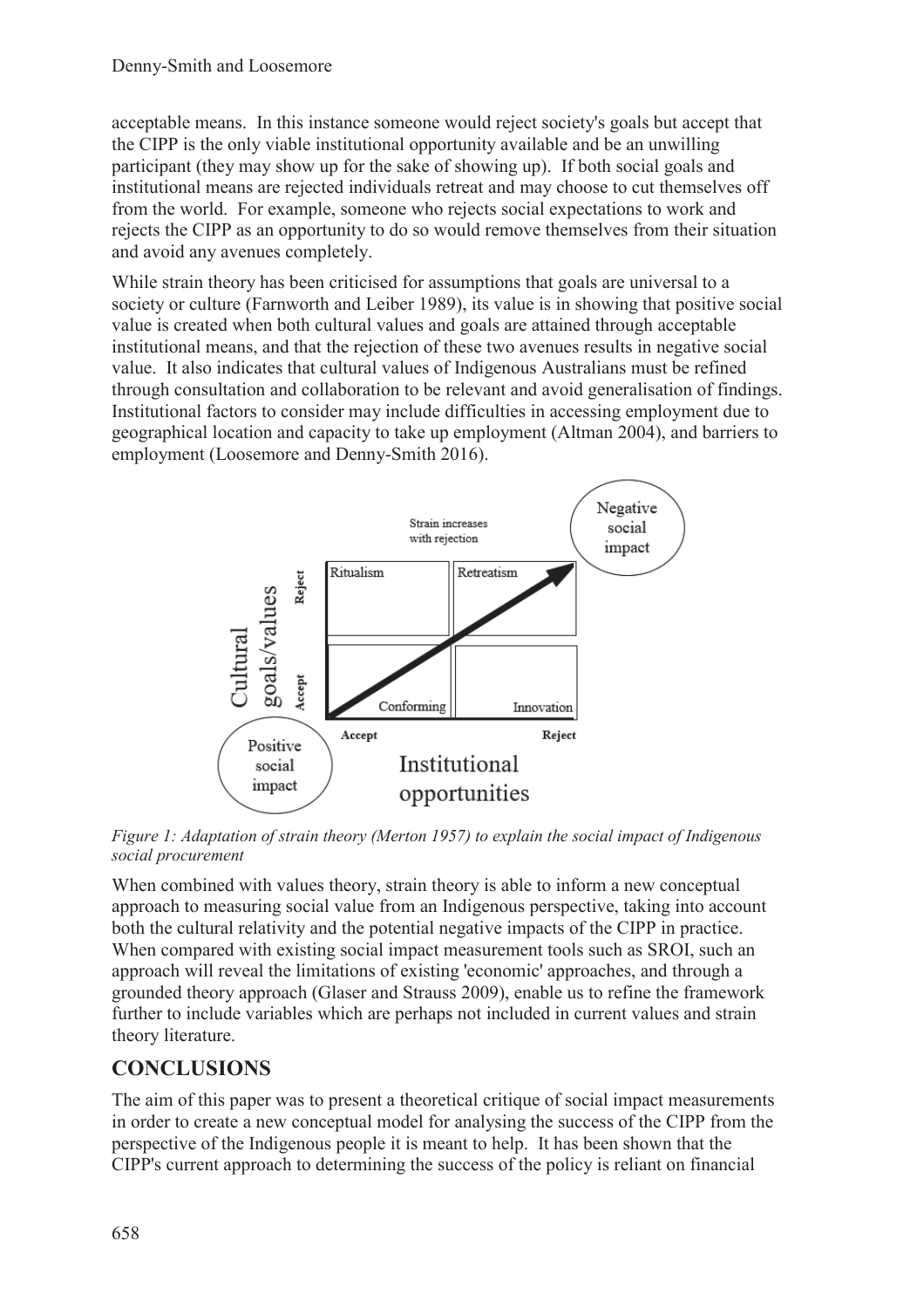acceptable means. In this instance someone would reject society's goals but accept that the CIPP is the only viable institutional opportunity available and be an unwilling participant (they may show up for the sake of showing up). If both social goals and institutional means are rejected individuals retreat and may choose to cut themselves off from the world. For example, someone who rejects social expectations to work and rejects the CIPP as an opportunity to do so would remove themselves from their situation and avoid any avenues completely.

While strain theory has been criticised for assumptions that goals are universal to a society or culture (Farnworth and Leiber 1989), its value is in showing that positive social value is created when both cultural values and goals are attained through acceptable institutional means, and that the rejection of these two avenues results in negative social value. It also indicates that cultural values of Indigenous Australians must be refined through consultation and collaboration to be relevant and avoid generalisation of findings. Institutional factors to consider may include difficulties in accessing employment due to geographical location and capacity to take up employment (Altman 2004), and barriers to employment (Loosemore and Denny-Smith 2016).

*Figure 1: Adaptation of strain theory (Merton 1957) to explain the social impact of Indigenous social procurement*

When combined with values theory, strain theory is able to inform a new conceptual approach to measuring social value from an Indigenous perspective, taking into account both the cultural relativity and the potential negative impacts of the CIPP in practice. When compared with existing social impact measurement tools such as SROI, such an approach will reveal the limitations of existing 'economic' approaches, and through a grounded theory approach (Glaser and Strauss 2009), enable us to refine the framework further to include variables which are perhaps not included in current values and strain theory literature.

## CONCLUSIONS

The aim of this paper was to present a theoretical critique of social impact measurements in order to create a new conceptual model for analysing the success of the CIPP from the perspective of the Indigenous people it is meant to help. It has been shown that the CIPP's current approach to determining the success of the policy is reliant on financial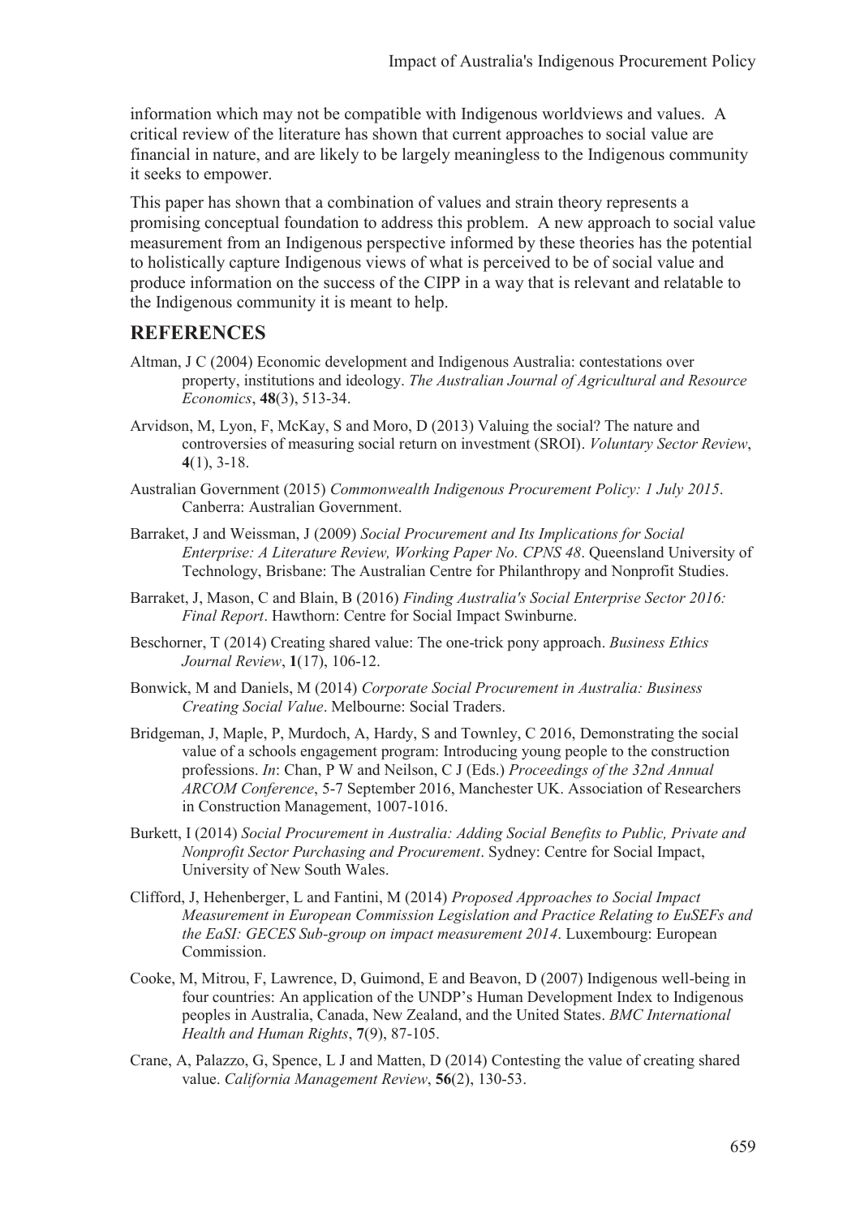information which may not be compatible with Indigenous worldviews and values. A critical review of the literature has shown that current approaches to social value are financial in nature, and are likely to be largely meaningless to the Indigenous community it seeks to empower.

This paper has shown that a combination of values and strain theory represents a promising conceptual foundation to address this problem. A new approach to social value measurement from an Indigenous perspective informed by these theories has the potential to holistically capture Indigenous views of what is perceived to be of social value and produce information on the success of the CIPP in a way that is relevant and relatable to the Indigenous community it is meant to help.

## REFERENCES

Altman, J C (2004) Economic development and Indigenous Australia: contestations over property, institutions and ideology. *The Australian Journal of Agricultural and Resource Economics*, **48**(3), 513-34.

Arvidson, M, Lyon, F, McKay, S and Moro, D (2013) Valuing the social? The nature and controversies of measuring social return on investment (SROI). *Voluntary Sector Review*, **4**(1), 3-18.

Australian Government (2015) *Commonwealth Indigenous Procurement Policy: 1 July 2015*. Canberra: Australian Government.

Barraket, J and Weissman, J (2009) *Social Procurement and Its Implications for Social Enterprise: A Literature Review, Working Paper No. CPNS 48*. Queensland University of Technology, Brisbane: The Australian Centre for Philanthropy and Nonprofit Studies.

Barraket, J, Mason, C and Blain, B (2016) *Finding Australia's Social Enterprise Sector 2016: Final Report*. Hawthorn: Centre for Social Impact Swinburne.

Beschorner, T (2014) Creating shared value: The one-trick pony approach. *Business Ethics Journal Review*, **1**(17), 106-12.

Bonwick, M and Daniels, M (2014) *Corporate Social Procurement in Australia: Business Creating Social Value*. Melbourne: Social Traders.

Bridgeman, J, Maple, P, Murdoch, A, Hardy, S and Townley, C 2016, Demonstrating the social value of a schools engagement program: Introducing young people to the construction professions. *In*: Chan, P W and Neilson, C J (Eds.) *Proceedings of the 32nd Annual ARCOM Conference*, 5-7 September 2016, Manchester UK. Association of Researchers in Construction Management, 1007-1016.

Burkett, I (2014) *Social Procurement in Australia: Adding Social Benefits to Public, Private and Nonprofit Sector Purchasing and Procurement*. Sydney: Centre for Social Impact, University of New South Wales.

Clifford, J, Hehenberger, L and Fantini, M (2014) *Proposed Approaches to Social Impact Measurement in European Commission Legislation and Practice Relating to EuSEFs and the EaSI: GECES Sub-group on impact measurement 2014*. Luxembourg: European Commission.

Cooke, M, Mitrou, F, Lawrence, D, Guimond, E and Beavon, D (2007) Indigenous well-being in four countries: An application of the UNDP's Human Development Index to Indigenous peoples in Australia, Canada, New Zealand, and the United States. *BMC International Health and Human Rights*, **7**(9), 87-105.

Crane, A, Palazzo, G, Spence, L J and Matten, D (2014) Contesting the value of creating shared value. *California Management Review*, **56**(2), 130-53.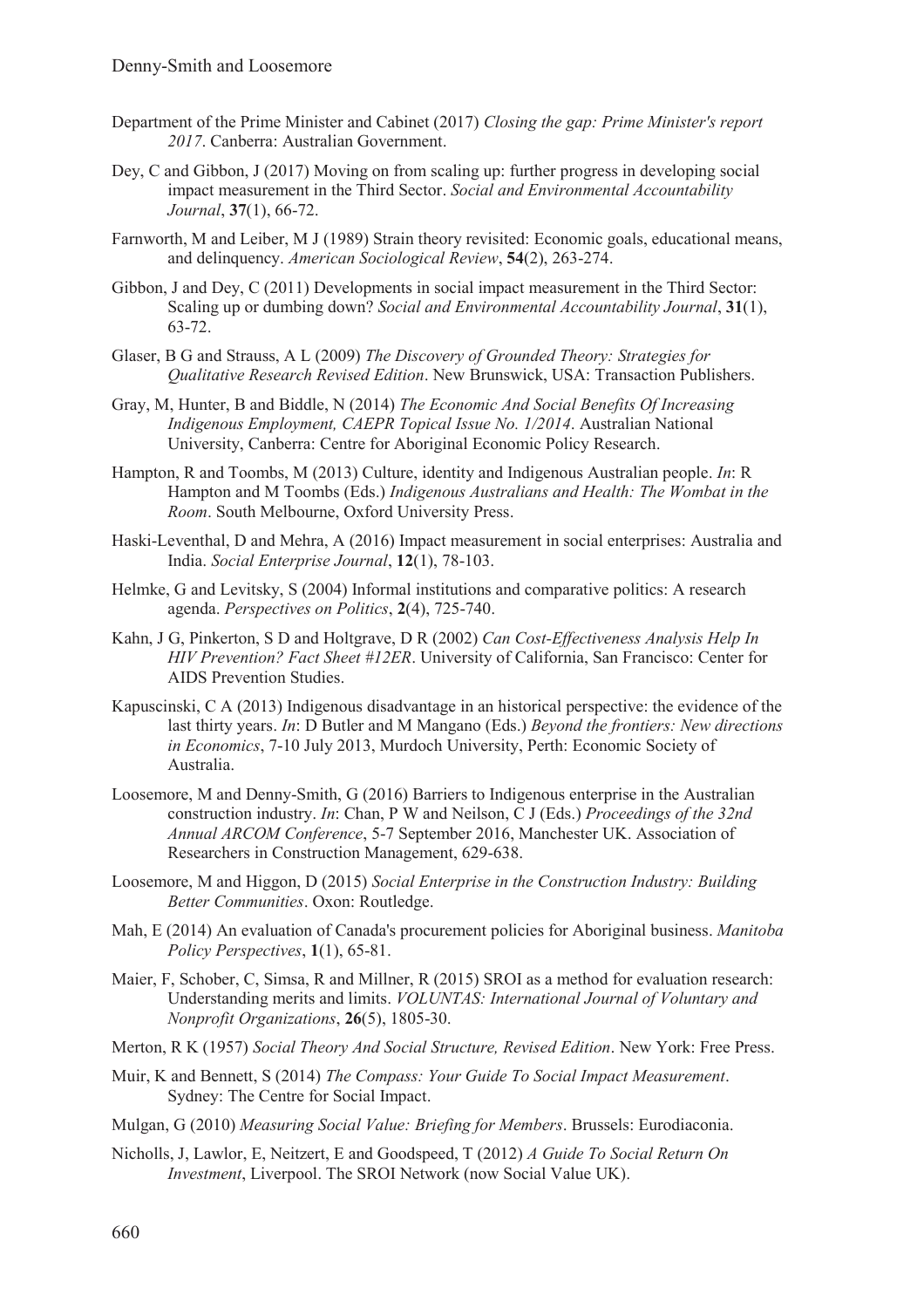Department of the Prime Minister and Cabinet (2017) *Closing the gap: Prime Minister's report 2017*. Canberra: Australian Government.

Dey, C and Gibbon, J (2017) Moving on from scaling up: further progress in developing social impact measurement in the Third Sector. *Social and Environmental Accountability Journal*, **37**(1), 66-72.

Farnworth, M and Leiber, M J (1989) Strain theory revisited: Economic goals, educational means, and delinquency. *American Sociological Review*, **54**(2), 263-274.

Gibbon, J and Dey, C (2011) Developments in social impact measurement in the Third Sector: Scaling up or dumbing down? *Social and Environmental Accountability Journal*, **31**(1), 63-72.

Glaser, B G and Strauss, A L (2009) *The Discovery of Grounded Theory: Strategies for Qualitative Research Revised Edition*. New Brunswick, USA: Transaction Publishers.

Gray, M, Hunter, B and Biddle, N (2014) *The Economic And Social Benefits Of Increasing Indigenous Employment, CAEPR Topical Issue No. 1/2014*. Australian National University, Canberra: Centre for Aboriginal Economic Policy Research.

Hampton, R and Toombs, M (2013) Culture, identity and Indigenous Australian people. *In*: R Hampton and M Toombs (Eds.) *Indigenous Australians and Health: The Wombat in the Room*. South Melbourne, Oxford University Press.

Haski-Leventhal, D and Mehra, A (2016) Impact measurement in social enterprises: Australia and India. *Social Enterprise Journal*, **12**(1), 78-103.

Helmke, G and Levitsky, S (2004) Informal institutions and comparative politics: A research agenda. *Perspectives on Politics*, **2**(4), 725-740.

Kahn, J G, Pinkerton, S D and Holtgrave, D R (2002) *Can Cost-Effectiveness Analysis Help In HIV Prevention? Fact Sheet #12ER*. University of California, San Francisco: Center for AIDS Prevention Studies.

Kapuscinski, C A (2013) Indigenous disadvantage in an historical perspective: the evidence of the last thirty years. *In*: D Butler and M Mangano (Eds.) *Beyond the frontiers: New directions in Economics*, 7-10 July 2013, Murdoch University, Perth: Economic Society of Australia.

Loosemore, M and Denny-Smith, G (2016) Barriers to Indigenous enterprise in the Australian construction industry. *In*: Chan, P W and Neilson, C J (Eds.) *Proceedings of the 32nd Annual ARCOM Conference*, 5-7 September 2016, Manchester UK. Association of Researchers in Construction Management, 629-638.

Loosemore, M and Higgon, D (2015) *Social Enterprise in the Construction Industry: Building Better Communities*. Oxon: Routledge.

Mah, E (2014) An evaluation of Canada's procurement policies for Aboriginal business. *Manitoba Policy Perspectives*, **1**(1), 65-81.

Maier, F, Schober, C, Simsa, R and Millner, R (2015) SROI as a method for evaluation research: Understanding merits and limits. *VOLUNTAS: International Journal of Voluntary and Nonprofit Organizations*, **26**(5), 1805-30.

Merton, R K (1957) *Social Theory And Social Structure, Revised Edition*. New York: Free Press.

Muir, K and Bennett, S (2014) *The Compass: Your Guide To Social Impact Measurement*. Sydney: The Centre for Social Impact.

Mulgan, G (2010) *Measuring Social Value: Briefing for Members*. Brussels: Eurodiaconia.

Nicholls, J, Lawlor, E, Neitzert, E and Goodspeed, T (2012) *A Guide To Social Return On Investment*, Liverpool. The SROI Network (now Social Value UK).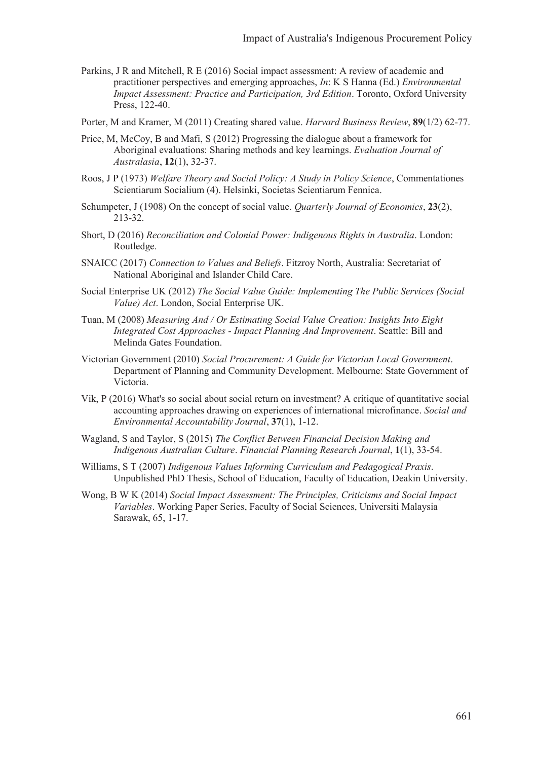Parkins, J R and Mitchell, R E (2016) Social impact assessment: A review of academic and practitioner perspectives and emerging approaches, *In*: K S Hanna (Ed.) *Environmental Impact Assessment: Practice and Participation, 3rd Edition*. Toronto, Oxford University Press, 122-40.

Porter, M and Kramer, M (2011) Creating shared value. *Harvard Business Review*, **89**(1/2) 62-77.

Price, M, McCoy, B and Mafi, S (2012) Progressing the dialogue about a framework for Aboriginal evaluations: Sharing methods and key learnings. *Evaluation Journal of Australasia*, **12**(1), 32-37.

Roos, J P (1973) *Welfare Theory and Social Policy: A Study in Policy Science*, Commentationes Scientiarum Socialium (4). Helsinki, Societas Scientiarum Fennica.

Schumpeter, J (1908) On the concept of social value. *Quarterly Journal of Economics*, **23**(2), 213-32.

Short, D (2016) *Reconciliation and Colonial Power: Indigenous Rights in Australia*. London: Routledge.

SNAICC (2017) *Connection to Values and Beliefs*. Fitzroy North, Australia: Secretariat of National Aboriginal and Islander Child Care.

Social Enterprise UK (2012) *The Social Value Guide: Implementing The Public Services (Social Value) Act*. London, Social Enterprise UK.

Tuan, M (2008) *Measuring And / Or Estimating Social Value Creation: Insights Into Eight Integrated Cost Approaches - Impact Planning And Improvement*. Seattle: Bill and Melinda Gates Foundation.

Victorian Government (2010) *Social Procurement: A Guide for Victorian Local Government*. Department of Planning and Community Development. Melbourne: State Government of Victoria.

Vik, P (2016) What's so social about social return on investment? A critique of quantitative social accounting approaches drawing on experiences of international microfinance. *Social and Environmental Accountability Journal*, **37**(1), 1-12.

Wagland, S and Taylor, S (2015) *The Conflict Between Financial Decision Making and Indigenous Australian Culture*. *Financial Planning Research Journal*, **1**(1), 33-54.

Williams, S T (2007) *Indigenous Values Informing Curriculum and Pedagogical Praxis*. Unpublished PhD Thesis, School of Education, Faculty of Education, Deakin University.

Wong, B W K (2014) *Social Impact Assessment: The Principles, Criticisms and Social Impact Variables*. Working Paper Series, Faculty of Social Sciences, Universiti Malaysia Sarawak, 65, 1-17.